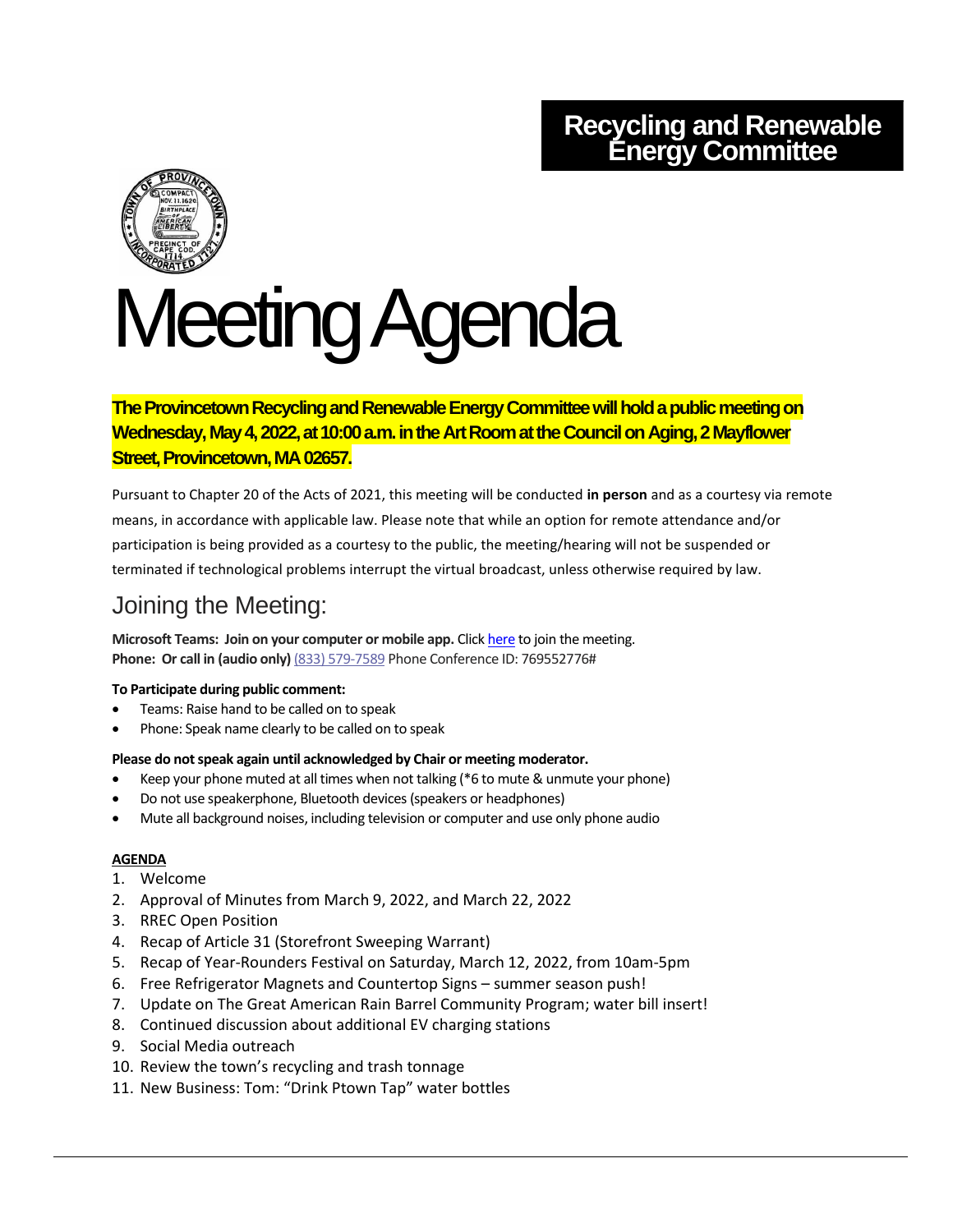# Recycling and Renewable Energy Committee

# Meeting Agenda

**The Provincetown Recycling and Renewable Energy Committee will hold a public meeting on Wednesday, May 4, 2022, at 10:00 a.m. in the Art Room at the Council on Aging, 2 Mayflower Street, Provincetown, MA 02657.**

Pursuant to Chapter 20 of the Acts of 2021, this meeting will be conducted **in person** and as a courtesy via remote means, in accordance with applicable law. Please note that while an option for remote attendance and/or participation is being provided as a courtesy to the public, the meeting/hearing will not be suspended or terminated if technological problems interrupt the virtual broadcast, unless otherwise required by law.

## Joining the Meeting:

**Microsoft Teams: Join on your computer or mobile app.** Click here to join the meeting.
**Phone: Or call in (audio only)** (833) 579-7589 Phone Conference ID: 769552776#

**To Participate during public comment:**

- Teams: Raise hand to be called on to speak
- Phone: Speak name clearly to be called on to speak

**Please do not speak again until acknowledged by Chair or meeting moderator.**

- Keep your phone muted at all times when not talking (*6 to mute & unmute your phone)
- Do not use speakerphone, Bluetooth devices (speakers or headphones)
- Mute all background noises, including television or computer and use only phone audio

**AGENDA**

1. Welcome
2. Approval of Minutes from March 9, 2022, and March 22, 2022
3. RREC Open Position
4. Recap of Article 31 (Storefront Sweeping Warrant)
5. Recap of Year-Rounders Festival on Saturday, March 12, 2022, from 10am-5pm
6. Free Refrigerator Magnets and Countertop Signs – summer season push!
7. Update on The Great American Rain Barrel Community Program; water bill insert!
8. Continued discussion about additional EV charging stations
9. Social Media outreach
10. Review the town's recycling and trash tonnage
11. New Business: Tom: "Drink Ptown Tap" water bottles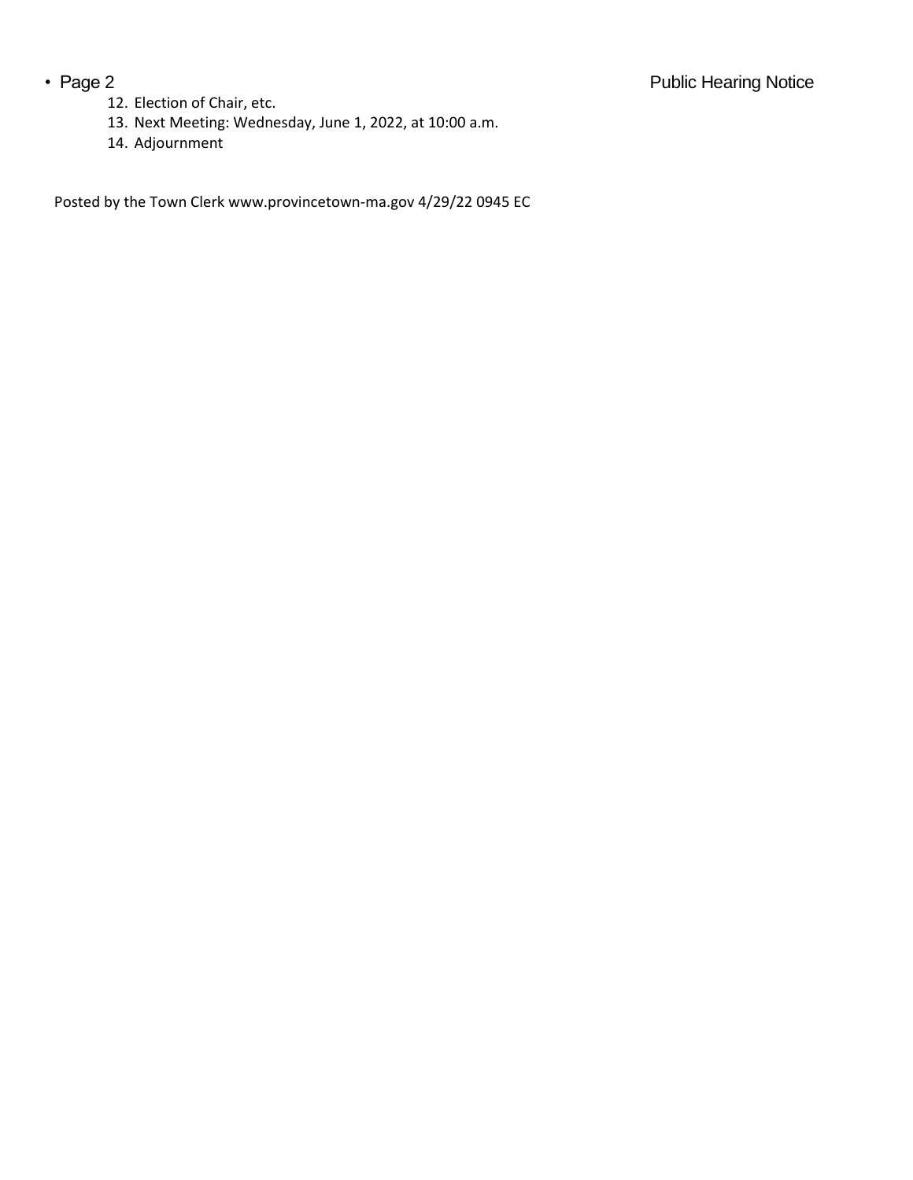12. Election of Chair, etc.
13. Next Meeting: Wednesday, June 1, 2022, at 10:00 a.m.
14. Adjournment

Posted by the Town Clerk www.provincetown-ma.gov 4/29/22 0945 EC